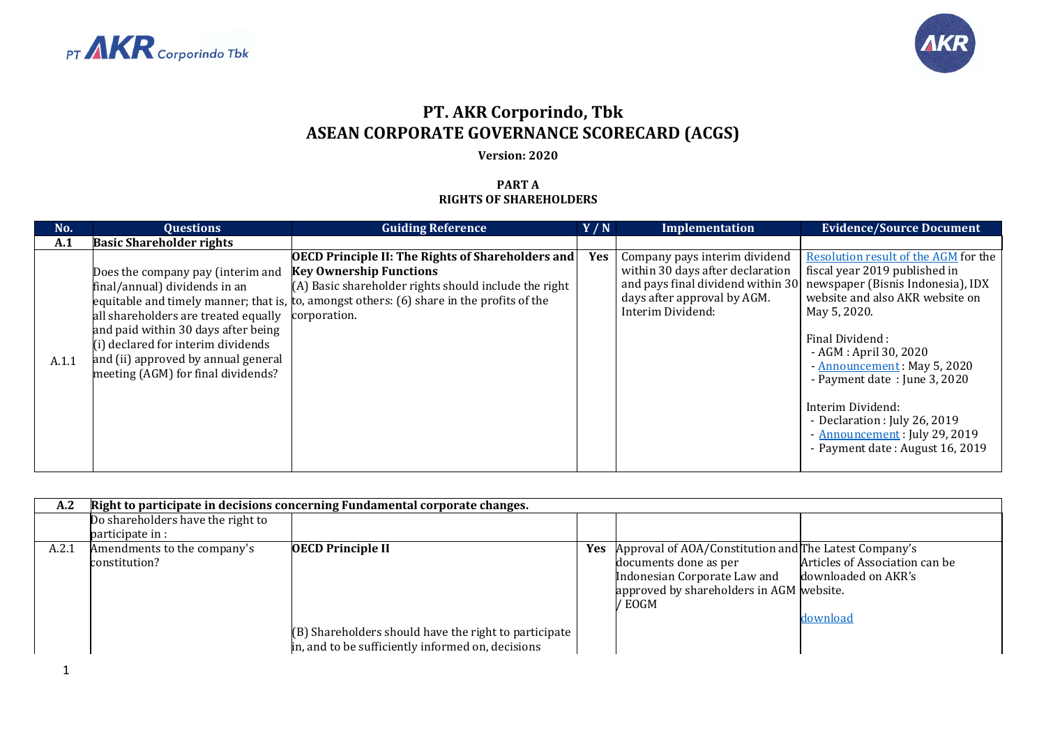# PT. AKR Corporindo, Tbk

# ASEAN CORPORATE GOVERNANCE SCORECARD (ACGS)

**Version: 2020**

**PART A**
**RIGHTS OF SHAREHOLDERS**

| No. | Questions | Guiding Reference | Y / N | Implementation | Evidence/Source Document |
|---|---|---|---|---|---|
| **A.1** | **Basic Shareholder rights** | | | | |
| A.1.1 | Does the company pay (interim and final/annual) dividends in an equitable and timely manner; that is, all shareholders are treated equally and paid within 30 days after being (i) declared for interim dividends and (ii) approved by annual general meeting (AGM) for final dividends? | **OECD Principle II: The Rights of Shareholders and Key Ownership Functions** (A) Basic shareholder rights should include the right to, amongst others: (6) share in the profits of the corporation. | **Yes** | Company pays interim dividend within 30 days after declaration and pays final dividend within 30 days after approval by AGM. Interim Dividend: | Resolution result of the AGM for the fiscal year 2019 published in newspaper (Bisnis Indonesia), IDX website and also AKR website on May 5, 2020.<br><br>Final Dividend :<br>- AGM : April 30, 2020<br>- Announcement : May 5, 2020<br>- Payment date : June 3, 2020<br><br>Interim Dividend:<br>- Declaration : July 26, 2019<br>- Announcement : July 29, 2019<br>- Payment date : August 16, 2019 |

| **A.2** | **Right to participate in decisions concerning Fundamental corporate changes.** | | | | |
|---|---|---|---|---|---|
| | Do shareholders have the right to participate in : | | | | |
| A.2.1 | Amendments to the company's constitution? | **OECD Principle II**<br><br>(B) Shareholders should have the right to participate in, and to be sufficiently informed on, decisions | **Yes** | Approval of AOA/Constitution and documents done as per Indonesian Corporate Law and approved by shareholders in AGM / EOGM | The Latest Company's Articles of Association can be downloaded on AKR's website.<br><br>download |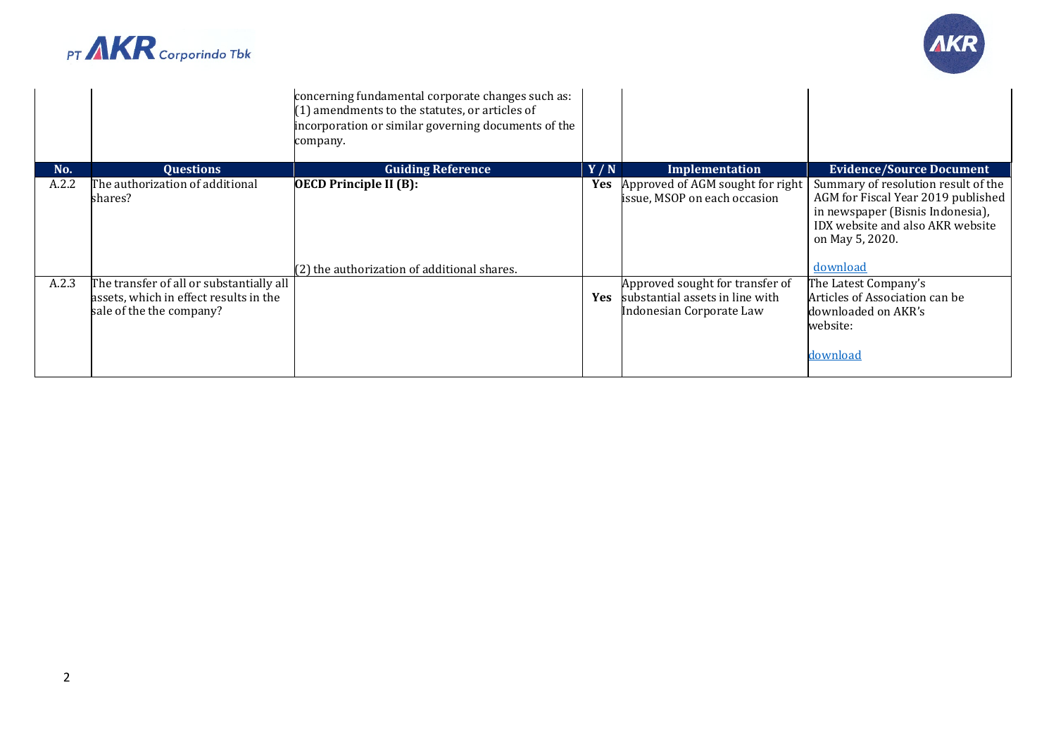| No. | Questions | Guiding Reference | Y / N | Implementation | Evidence/Source Document |
|---|---|---|---|---|---|
| | | concerning fundamental corporate changes such as: (1) amendments to the statutes, or articles of incorporation or similar governing documents of the company. | | | |
| A.2.2 | The authorization of additional shares? | **OECD Principle II (B):** (2) the authorization of additional shares. | **Yes** | Approved of AGM sought for right issue, MSOP on each occasion | Summary of resolution result of the AGM for Fiscal Year 2019 published in newspaper (Bisnis Indonesia), IDX website and also AKR website on May 5, 2020. download |
| A.2.3 | The transfer of all or substantially all assets, which in effect results in the sale of the the company? | | **Yes** | Approved sought for transfer of substantial assets in line with Indonesian Corporate Law | The Latest Company's Articles of Association can be downloaded on AKR's website: download |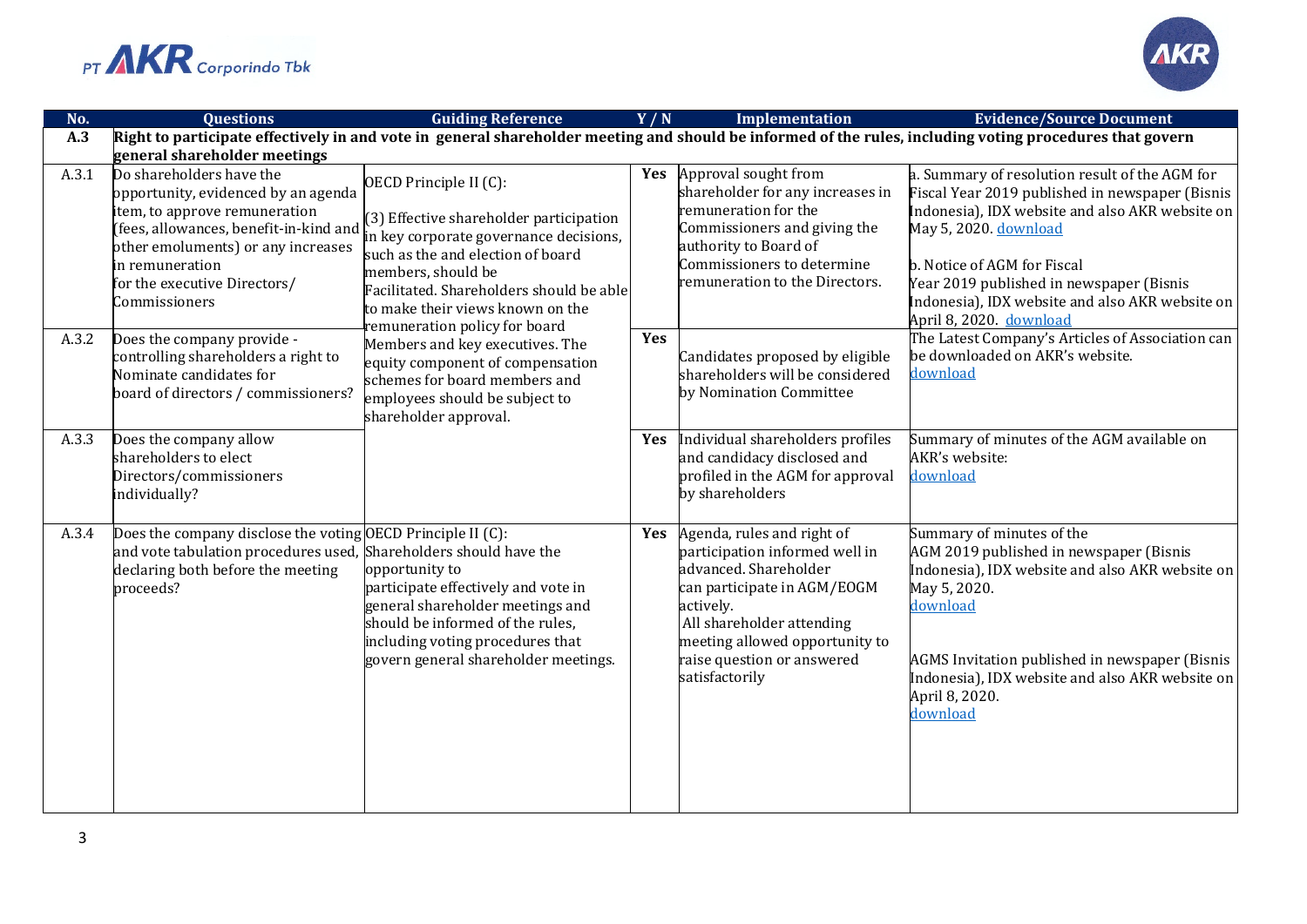| No. | Questions | Guiding Reference | Y / N | Implementation | Evidence/Source Document |
|---|---|---|---|---|---|
| **A.3** | **Right to participate effectively in and vote in general shareholder meeting and should be informed of the rules, including voting procedures that govern general shareholder meetings** | | | | |
| A.3.1 | Do shareholders have the opportunity, evidenced by an agenda item, to approve remuneration (fees, allowances, benefit-in-kind and other emoluments) or any increases in remuneration for the executive Directors/ Commissioners | OECD Principle II (C): (3) Effective shareholder participation in key corporate governance decisions, such as the and election of board members, should be Facilitated. Shareholders should be able to make their views known on the remuneration policy for board Members and key executives. The equity component of compensation schemes for board members and employees should be subject to shareholder approval. | **Yes** | Approval sought from shareholder for any increases in remuneration for the Commissioners and giving the authority to Board of Commissioners to determine remuneration to the Directors. | a. Summary of resolution result of the AGM for Fiscal Year 2019 published in newspaper (Bisnis Indonesia), IDX website and also AKR website on May 5, 2020. download<br><br>b. Notice of AGM for Fiscal Year 2019 published in newspaper (Bisnis Indonesia), IDX website and also AKR website on April 8, 2020. download |
| A.3.2 | Does the company provide - controlling shareholders a right to Nominate candidates for board of directors / commissioners? | | **Yes** | Candidates proposed by eligible shareholders will be considered by Nomination Committee | The Latest Company's Articles of Association can be downloaded on AKR's website. download |
| A.3.3 | Does the company allow shareholders to elect Directors/commissioners individually? | | **Yes** | Individual shareholders profiles and candidacy disclosed and profiled in the AGM for approval by shareholders | Summary of minutes of the AGM available on AKR's website: download |
| A.3.4 | Does the company disclose the voting and vote tabulation procedures used, declaring both before the meeting proceeds? | OECD Principle II (C): Shareholders should have the opportunity to participate effectively and vote in general shareholder meetings and should be informed of the rules, including voting procedures that govern general shareholder meetings. | **Yes** | Agenda, rules and right of participation informed well in advanced. Shareholder can participate in AGM/EOGM actively.<br>All shareholder attending meeting allowed opportunity to raise question or answered satisfactorily | Summary of minutes of the AGM 2019 published in newspaper (Bisnis Indonesia), IDX website and also AKR website on May 5, 2020. download<br><br>AGMS Invitation published in newspaper (Bisnis Indonesia), IDX website and also AKR website on April 8, 2020. download |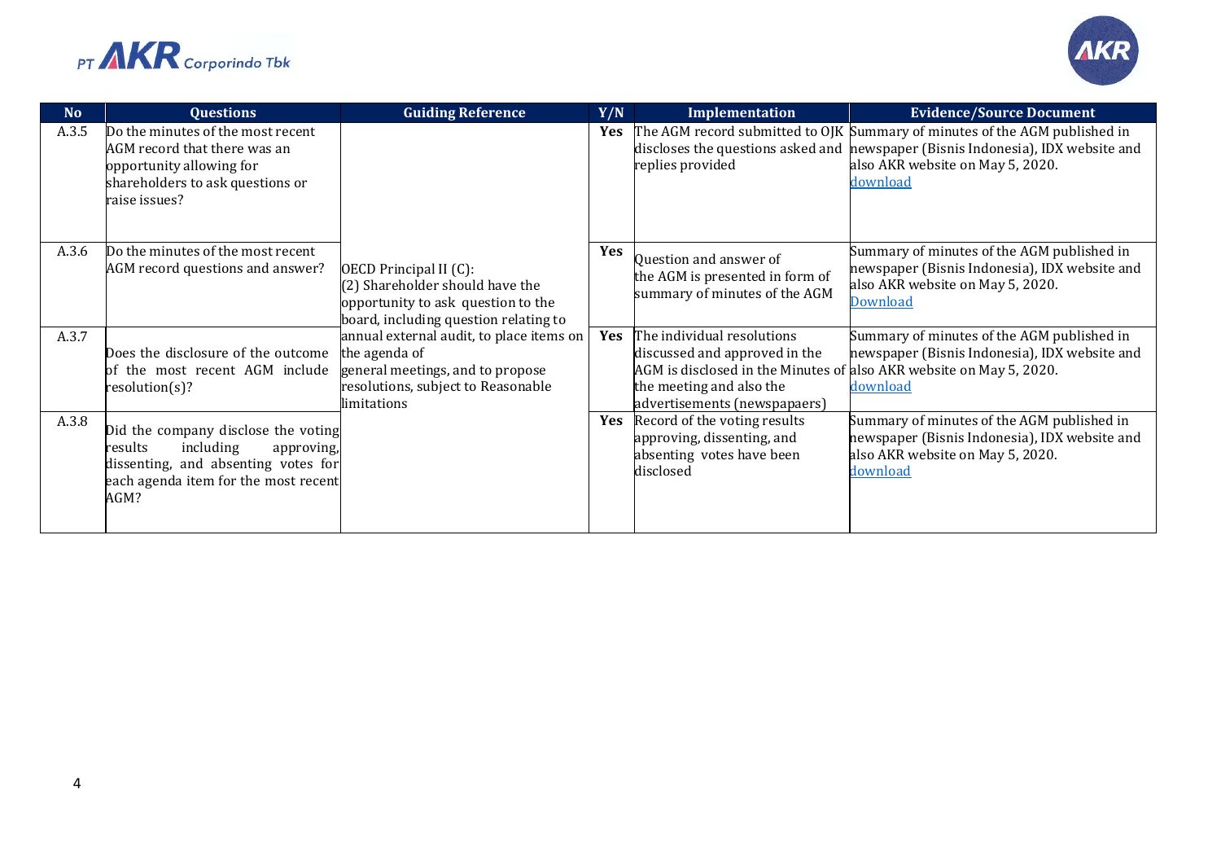| No | Questions | Guiding Reference | Y/N | Implementation | Evidence/Source Document |
|---|---|---|---|---|---|
| A.3.5 | Do the minutes of the most recent AGM record that there was an opportunity allowing for shareholders to ask questions or raise issues? | OECD Principal II (C): (2) Shareholder should have the opportunity to ask question to the board, including question relating to annual external audit, to place items on the agenda of general meetings, and to propose resolutions, subject to Reasonable limitations | Yes | The AGM record submitted to OJK discloses the questions asked and replies provided | Summary of minutes of the AGM published in newspaper (Bisnis Indonesia), IDX website and also AKR website on May 5, 2020. download |
| A.3.6 | Do the minutes of the most recent AGM record questions and answer? | | Yes | Question and answer of the AGM is presented in form of summary of minutes of the AGM | Summary of minutes of the AGM published in newspaper (Bisnis Indonesia), IDX website and also AKR website on May 5, 2020. Download |
| A.3.7 | Does the disclosure of the outcome of the most recent AGM include resolution(s)? | | Yes | The individual resolutions discussed and approved in the AGM is disclosed in the Minutes of the meeting and also the advertisements (newspapaers) | Summary of minutes of the AGM published in newspaper (Bisnis Indonesia), IDX website and also AKR website on May 5, 2020. download |
| A.3.8 | Did the company disclose the voting results including approving, dissenting, and absenting votes for each agenda item for the most recent AGM? | | Yes | Record of the voting results approving, dissenting, and absenting votes have been disclosed | Summary of minutes of the AGM published in newspaper (Bisnis Indonesia), IDX website and also AKR website on May 5, 2020. download |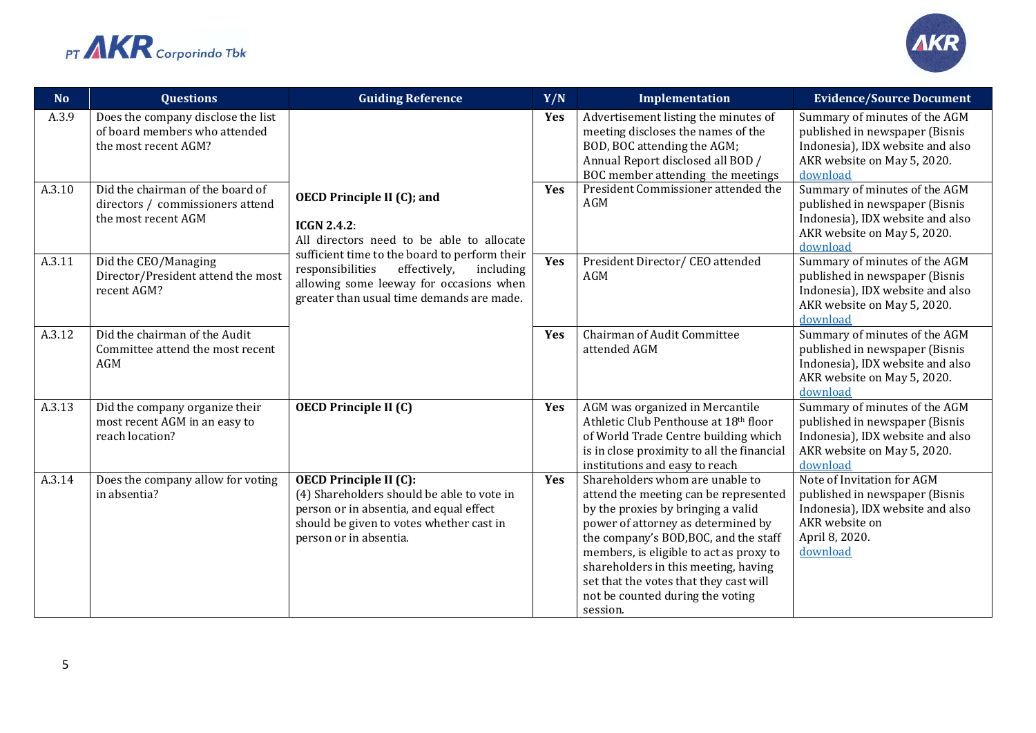| No | Questions | Guiding Reference | Y/N | Implementation | Evidence/Source Document |
|---|---|---|---|---|---|
| A.3.9 | Does the company disclose the list of board members who attended the most recent AGM? | **OECD Principle II (C); and** **ICGN 2.4.2**: All directors need to be able to allocate sufficient time to the board to perform their responsibilities effectively, including allowing some leeway for occasions when greater than usual time demands are made. | **Yes** | Advertisement listing the minutes of meeting discloses the names of the BOD, BOC attending the AGM; Annual Report disclosed all BOD / BOC member attending the meetings | Summary of minutes of the AGM published in newspaper (Bisnis Indonesia), IDX website and also AKR website on May 5, 2020. download |
| A.3.10 | Did the chairman of the board of directors / commissioners attend the most recent AGM | | **Yes** | President Commissioner attended the AGM | Summary of minutes of the AGM published in newspaper (Bisnis Indonesia), IDX website and also AKR website on May 5, 2020. download |
| A.3.11 | Did the CEO/Managing Director/President attend the most recent AGM? | | **Yes** | President Director/ CEO attended AGM | Summary of minutes of the AGM published in newspaper (Bisnis Indonesia), IDX website and also AKR website on May 5, 2020. download |
| A.3.12 | Did the chairman of the Audit Committee attend the most recent AGM | | **Yes** | Chairman of Audit Committee attended AGM | Summary of minutes of the AGM published in newspaper (Bisnis Indonesia), IDX website and also AKR website on May 5, 2020. download |
| A.3.13 | Did the company organize their most recent AGM in an easy to reach location? | **OECD Principle II (C)** | **Yes** | AGM was organized in Mercantile Athletic Club Penthouse at 18th floor of World Trade Centre building which is in close proximity to all the financial institutions and easy to reach | Summary of minutes of the AGM published in newspaper (Bisnis Indonesia), IDX website and also AKR website on May 5, 2020. download |
| A.3.14 | Does the company allow for voting in absentia? | **OECD Principle II (C):** (4) Shareholders should be able to vote in person or in absentia, and equal effect should be given to votes whether cast in person or in absentia. | **Yes** | Shareholders whom are unable to attend the meeting can be represented by the proxies by bringing a valid power of attorney as determined by the company's BOD,BOC, and the staff members, is eligible to act as proxy to shareholders in this meeting, having set that the votes that they cast will not be counted during the voting session. | Note of Invitation for AGM published in newspaper (Bisnis Indonesia), IDX website and also AKR website on April 8, 2020. download |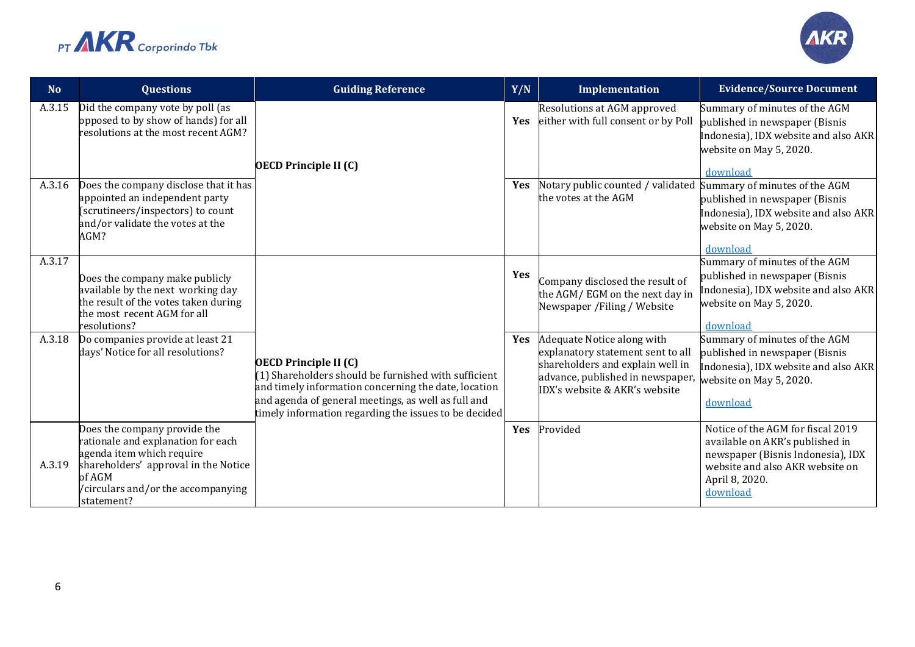| No | Questions | Guiding Reference | Y/N | Implementation | Evidence/Source Document |
|---|---|---|---|---|---|
| A.3.15 | Did the company vote by poll (as opposed to by show of hands) for all resolutions at the most recent AGM? | OECD Principle II (C) | Yes | Resolutions at AGM approved either with full consent or by Poll | Summary of minutes of the AGM published in newspaper (Bisnis Indonesia), IDX website and also AKR website on May 5, 2020. download |
| A.3.16 | Does the company disclose that it has appointed an independent party (scrutineers/inspectors) to count and/or validate the votes at the AGM? | | Yes | Notary public counted / validated the votes at the AGM | Summary of minutes of the AGM published in newspaper (Bisnis Indonesia), IDX website and also AKR website on May 5, 2020. download |
| A.3.17 | Does the company make publicly available by the next working day the result of the votes taken during the most recent AGM for all resolutions? | OECD Principle II (C) (1) Shareholders should be furnished with sufficient and timely information concerning the date, location and agenda of general meetings, as well as full and timely information regarding the issues to be decided | Yes | Company disclosed the result of the AGM/ EGM on the next day in Newspaper /Filing / Website | Summary of minutes of the AGM published in newspaper (Bisnis Indonesia), IDX website and also AKR website on May 5, 2020. download |
| A.3.18 | Do companies provide at least 21 days' Notice for all resolutions? | | Yes | Adequate Notice along with explanatory statement sent to all shareholders and explain well in advance, published in newspaper, IDX's website & AKR's website | Summary of minutes of the AGM published in newspaper (Bisnis Indonesia), IDX website and also AKR website on May 5, 2020. download |
| A.3.19 | Does the company provide the rationale and explanation for each agenda item which require shareholders' approval in the Notice of AGM /circulars and/or the accompanying statement? | | Yes | Provided | Notice of the AGM for fiscal 2019 available on AKR's published in newspaper (Bisnis Indonesia), IDX website and also AKR website on April 8, 2020. download |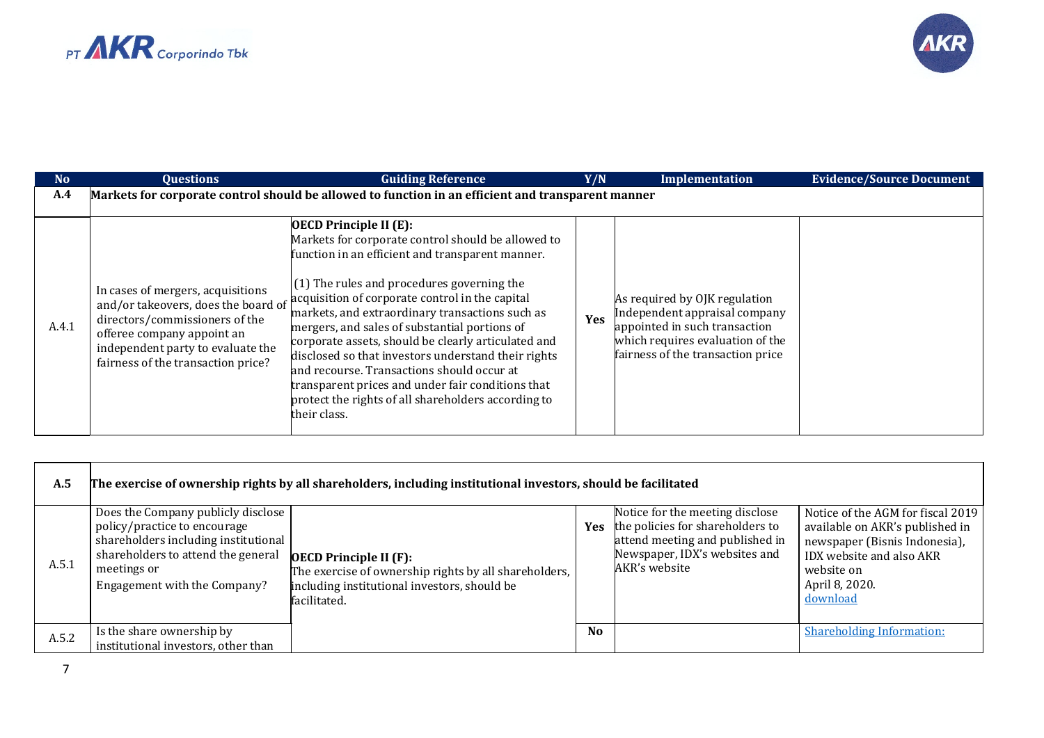| No | Questions | Guiding Reference | Y/N | Implementation | Evidence/Source Document |
|---|---|---|---|---|---|
| **A.4** | **Markets for corporate control should be allowed to function in an efficient and transparent manner** | | | | |
| A.4.1 | In cases of mergers, acquisitions and/or takeovers, does the board of directors/commissioners of the offeree company appoint an independent party to evaluate the fairness of the transaction price? | **OECD Principle II (E):** Markets for corporate control should be allowed to function in an efficient and transparent manner. (1) The rules and procedures governing the acquisition of corporate control in the capital markets, and extraordinary transactions such as mergers, and sales of substantial portions of corporate assets, should be clearly articulated and disclosed so that investors understand their rights and recourse. Transactions should occur at transparent prices and under fair conditions that protect the rights of all shareholders according to their class. | **Yes** | As required by OJK regulation Independent appraisal company appointed in such transaction which requires evaluation of the fairness of the transaction price | |

| No | Questions | Guiding Reference | Y/N | Implementation | Evidence/Source Document |
|---|---|---|---|---|---|
| **A.5** | **The exercise of ownership rights by all shareholders, including institutional investors, should be facilitated** | | | | |
| A.5.1 | Does the Company publicly disclose policy/practice to encourage shareholders including institutional shareholders to attend the general meetings or Engagement with the Company? | **OECD Principle II (F):** The exercise of ownership rights by all shareholders, including institutional investors, should be facilitated. | **Yes** | Notice for the meeting disclose the policies for shareholders to attend meeting and published in Newspaper, IDX's websites and AKR's website | Notice of the AGM for fiscal 2019 available on AKR's published in newspaper (Bisnis Indonesia), IDX website and also AKR website on April 8, 2020. download |
| A.5.2 | Is the share ownership by institutional investors, other than | | **No** | | Shareholding Information: |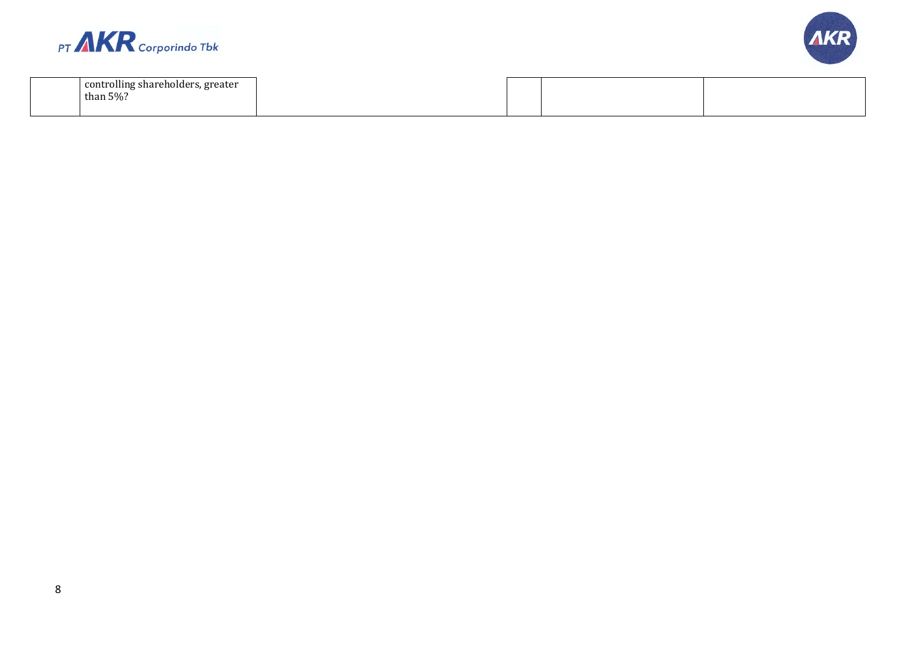| | | | | | |
|---|---|---|---|---|---|
| | controlling shareholders, greater than 5%? | | | | |